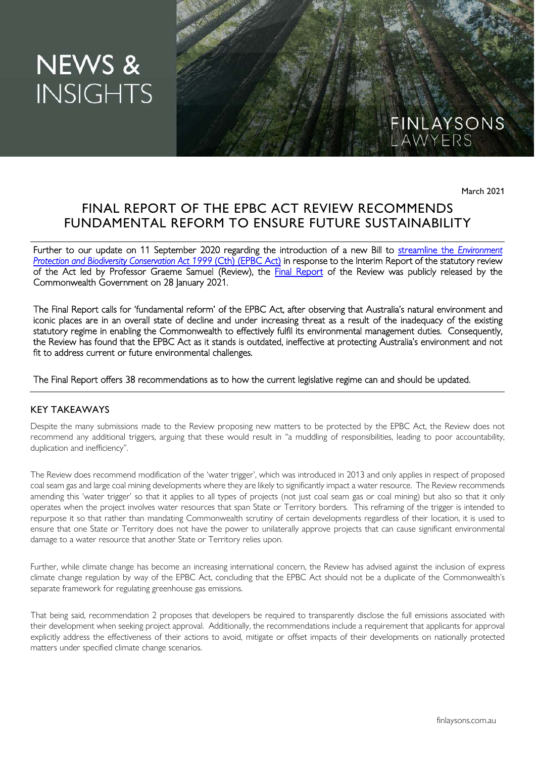# NEWS & INSIGHTS

FINLAYSONS LAWYERS

March 2021

## FINAL REPORT OF THE EPBC ACT REVIEW RECOMMENDS FUNDAMENTAL REFORM TO ENSURE FUTURE SUSTAINABILITY

Further to our update on 11 September 2020 regarding the introduction of a new Bill to streamline the *Environment Protection and Biodiversity Conservation Act 1999* (Cth) (EPBC Act) in response to the Interim Report of the statutory review of the Act led by Professor Graeme Samuel (Review), the Final Report of the Review was publicly released by the Commonwealth Government on 28 January 2021.

The Final Report calls for 'fundamental reform' of the EPBC Act, after observing that Australia's natural environment and iconic places are in an overall state of decline and under increasing threat as a result of the inadequacy of the existing statutory regime in enabling the Commonwealth to effectively fulfil its environmental management duties. Consequently, the Review has found that the EPBC Act as it stands is outdated, ineffective at protecting Australia's environment and not fit to address current or future environmental challenges.

The Final Report offers 38 recommendations as to how the current legislative regime can and should be updated.

### KEY TAKEAWAYS

Despite the many submissions made to the Review proposing new matters to be protected by the EPBC Act, the Review does not recommend any additional triggers, arguing that these would result in "a muddling of responsibilities, leading to poor accountability, duplication and inefficiency".

The Review does recommend modification of the 'water trigger', which was introduced in 2013 and only applies in respect of proposed coal seam gas and large coal mining developments where they are likely to significantly impact a water resource. The Review recommends amending this 'water trigger' so that it applies to all types of projects (not just coal seam gas or coal mining) but also so that it only operates when the project involves water resources that span State or Territory borders. This reframing of the trigger is intended to repurpose it so that rather than mandating Commonwealth scrutiny of certain developments regardless of their location, it is used to ensure that one State or Territory does not have the power to unilaterally approve projects that can cause significant environmental damage to a water resource that another State or Territory relies upon.

Further, while climate change has become an increasing international concern, the Review has advised against the inclusion of express climate change regulation by way of the EPBC Act, concluding that the EPBC Act should not be a duplicate of the Commonwealth's separate framework for regulating greenhouse gas emissions.

That being said, recommendation 2 proposes that developers be required to transparently disclose the full emissions associated with their development when seeking project approval. Additionally, the recommendations include a requirement that applicants for approval explicitly address the effectiveness of their actions to avoid, mitigate or offset impacts of their developments on nationally protected matters under specified climate change scenarios.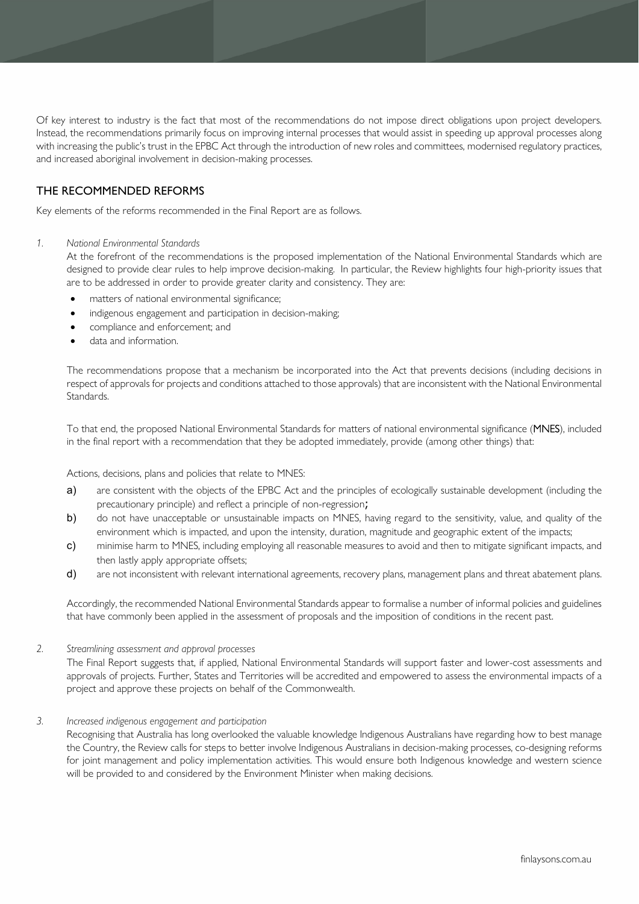Of key interest to industry is the fact that most of the recommendations do not impose direct obligations upon project developers. Instead, the recommendations primarily focus on improving internal processes that would assist in speeding up approval processes along with increasing the public's trust in the EPBC Act through the introduction of new roles and committees, modernised regulatory practices, and increased aboriginal involvement in decision-making processes.

## THE RECOMMENDED REFORMS

Key elements of the reforms recommended in the Final Report are as follows.

1. *National Environmental Standards*

   At the forefront of the recommendations is the proposed implementation of the National Environmental Standards which are designed to provide clear rules to help improve decision-making. In particular, the Review highlights four high-priority issues that are to be addressed in order to provide greater clarity and consistency. They are:

   - matters of national environmental significance;
   - indigenous engagement and participation in decision-making;
   - compliance and enforcement; and
   - data and information.

   The recommendations propose that a mechanism be incorporated into the Act that prevents decisions (including decisions in respect of approvals for projects and conditions attached to those approvals) that are inconsistent with the National Environmental Standards.

   To that end, the proposed National Environmental Standards for matters of national environmental significance (**MNES**), included in the final report with a recommendation that they be adopted immediately, provide (among other things) that:

   Actions, decisions, plans and policies that relate to MNES:

   a) are consistent with the objects of the EPBC Act and the principles of ecologically sustainable development (including the precautionary principle) and reflect a principle of non-regression;
   b) do not have unacceptable or unsustainable impacts on MNES, having regard to the sensitivity, value, and quality of the environment which is impacted, and upon the intensity, duration, magnitude and geographic extent of the impacts;
   c) minimise harm to MNES, including employing all reasonable measures to avoid and then to mitigate significant impacts, and then lastly apply appropriate offsets;
   d) are not inconsistent with relevant international agreements, recovery plans, management plans and threat abatement plans.

   Accordingly, the recommended National Environmental Standards appear to formalise a number of informal policies and guidelines that have commonly been applied in the assessment of proposals and the imposition of conditions in the recent past.

2. *Streamlining assessment and approval processes*

   The Final Report suggests that, if applied, National Environmental Standards will support faster and lower-cost assessments and approvals of projects. Further, States and Territories will be accredited and empowered to assess the environmental impacts of a project and approve these projects on behalf of the Commonwealth.

3. *Increased indigenous engagement and participation*

   Recognising that Australia has long overlooked the valuable knowledge Indigenous Australians have regarding how to best manage the Country, the Review calls for steps to better involve Indigenous Australians in decision-making processes, co-designing reforms for joint management and policy implementation activities. This would ensure both Indigenous knowledge and western science will be provided to and considered by the Environment Minister when making decisions.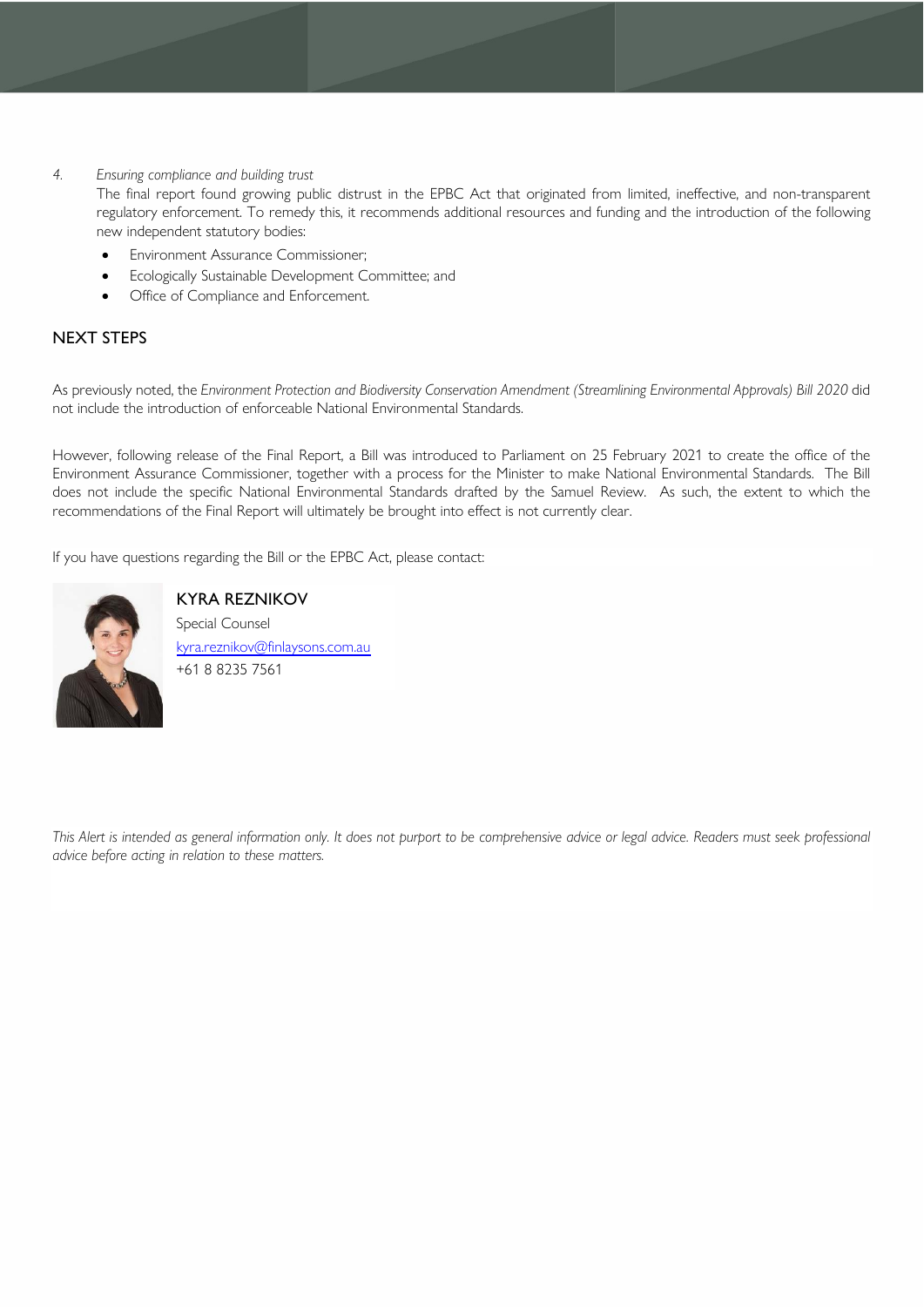4. *Ensuring compliance and building trust*

   The final report found growing public distrust in the EPBC Act that originated from limited, ineffective, and non-transparent regulatory enforcement. To remedy this, it recommends additional resources and funding and the introduction of the following new independent statutory bodies:

   - Environment Assurance Commissioner;
   - Ecologically Sustainable Development Committee; and
   - Office of Compliance and Enforcement.

## NEXT STEPS

As previously noted, the *Environment Protection and Biodiversity Conservation Amendment (Streamlining Environmental Approvals) Bill 2020* did not include the introduction of enforceable National Environmental Standards.

However, following release of the Final Report, a Bill was introduced to Parliament on 25 February 2021 to create the office of the Environment Assurance Commissioner, together with a process for the Minister to make National Environmental Standards. The Bill does not include the specific National Environmental Standards drafted by the Samuel Review. As such, the extent to which the recommendations of the Final Report will ultimately be brought into effect is not currently clear.

If you have questions regarding the Bill or the EPBC Act, please contact:

**KYRA REZNIKOV**
Special Counsel
[kyra.reznikov@finlaysons.com.au](mailto:kyra.reznikov@finlaysons.com.au)
+61 8 8235 7561

*This Alert is intended as general information only. It does not purport to be comprehensive advice or legal advice. Readers must seek professional advice before acting in relation to these matters.*